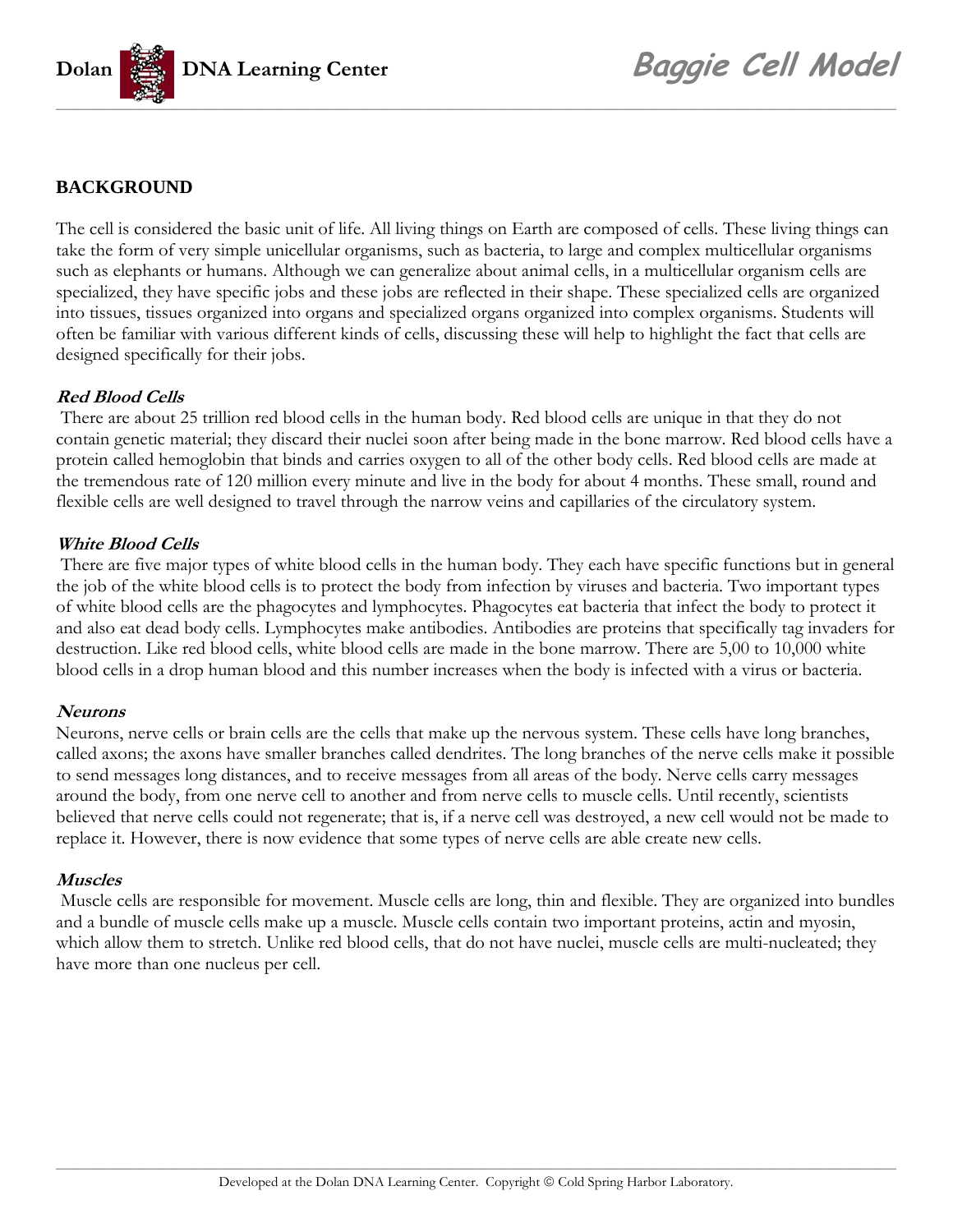## BACKGROUND

The cell is considered the basic unit of life. All living things on Earth are composed of cells. These living things can take the form of very simple unicellular organisms, such as bacteria, to large and complex multicellular organisms such as elephants or humans. Although we can generalize about animal cells, in a multicellular organism cells are specialized, they have specific jobs and these jobs are reflected in their shape. These specialized cells are organized into tissues, tissues organized into organs and specialized organs organized into complex organisms. Students will often be familiar with various different kinds of cells, discussing these will help to highlight the fact that cells are designed specifically for their jobs.

### *Red Blood Cells*

There are about 25 trillion red blood cells in the human body. Red blood cells are unique in that they do not contain genetic material; they discard their nuclei soon after being made in the bone marrow. Red blood cells have a protein called hemoglobin that binds and carries oxygen to all of the other body cells. Red blood cells are made at the tremendous rate of 120 million every minute and live in the body for about 4 months. These small, round and flexible cells are well designed to travel through the narrow veins and capillaries of the circulatory system.

### *White Blood Cells*

There are five major types of white blood cells in the human body. They each have specific functions but in general the job of the white blood cells is to protect the body from infection by viruses and bacteria. Two important types of white blood cells are the phagocytes and lymphocytes. Phagocytes eat bacteria that infect the body to protect it and also eat dead body cells. Lymphocytes make antibodies. Antibodies are proteins that specifically tag invaders for destruction. Like red blood cells, white blood cells are made in the bone marrow. There are 5,00 to 10,000 white blood cells in a drop human blood and this number increases when the body is infected with a virus or bacteria.

### *Neurons*

Neurons, nerve cells or brain cells are the cells that make up the nervous system. These cells have long branches, called axons; the axons have smaller branches called dendrites. The long branches of the nerve cells make it possible to send messages long distances, and to receive messages from all areas of the body. Nerve cells carry messages around the body, from one nerve cell to another and from nerve cells to muscle cells. Until recently, scientists believed that nerve cells could not regenerate; that is, if a nerve cell was destroyed, a new cell would not be made to replace it. However, there is now evidence that some types of nerve cells are able create new cells.

### *Muscles*

Muscle cells are responsible for movement. Muscle cells are long, thin and flexible. They are organized into bundles and a bundle of muscle cells make up a muscle. Muscle cells contain two important proteins, actin and myosin, which allow them to stretch. Unlike red blood cells, that do not have nuclei, muscle cells are multi-nucleated; they have more than one nucleus per cell.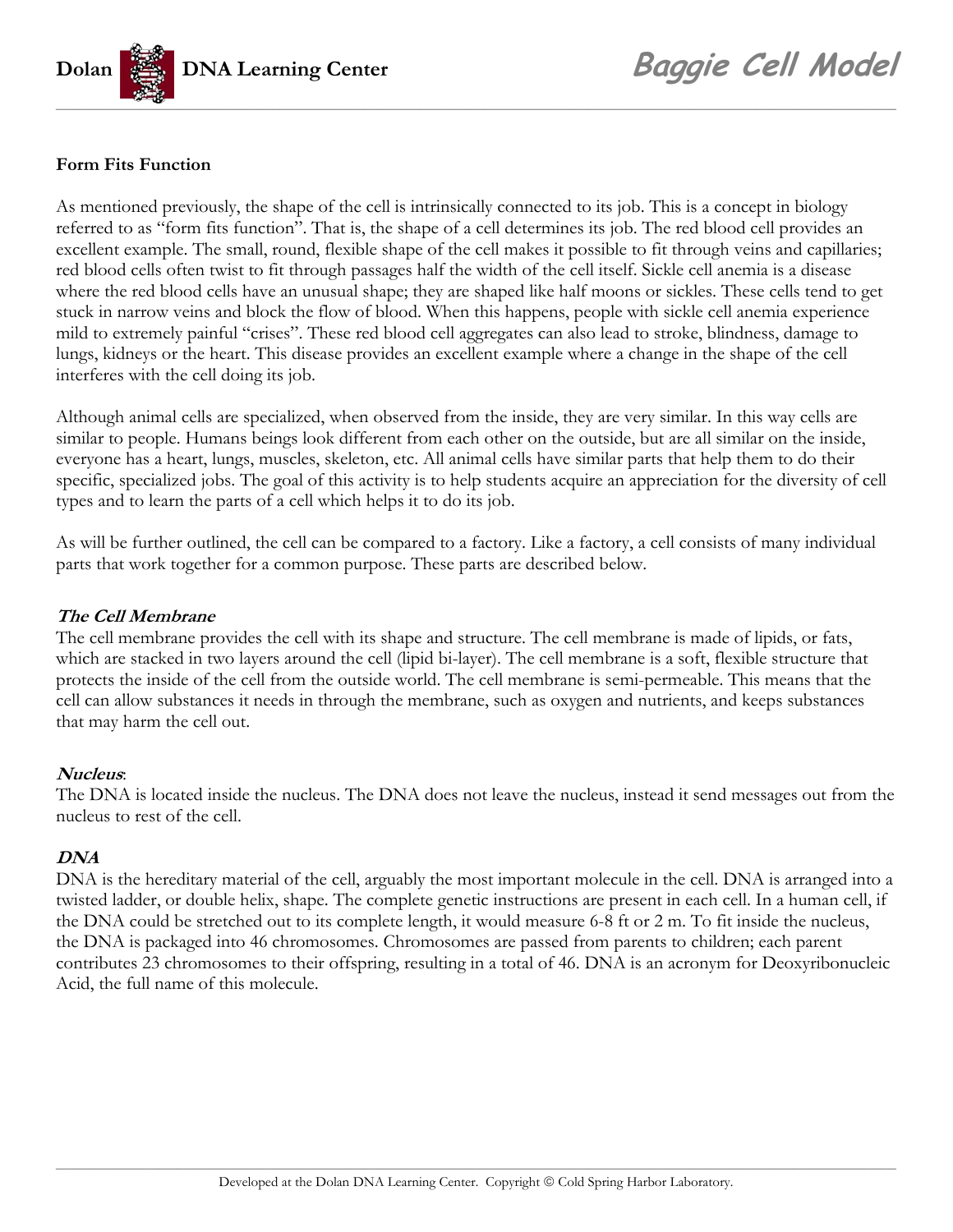**Form Fits Function**

As mentioned previously, the shape of the cell is intrinsically connected to its job. This is a concept in biology referred to as "form fits function". That is, the shape of a cell determines its job. The red blood cell provides an excellent example. The small, round, flexible shape of the cell makes it possible to fit through veins and capillaries; red blood cells often twist to fit through passages half the width of the cell itself. Sickle cell anemia is a disease where the red blood cells have an unusual shape; they are shaped like half moons or sickles. These cells tend to get stuck in narrow veins and block the flow of blood. When this happens, people with sickle cell anemia experience mild to extremely painful "crises". These red blood cell aggregates can also lead to stroke, blindness, damage to lungs, kidneys or the heart. This disease provides an excellent example where a change in the shape of the cell interferes with the cell doing its job.

Although animal cells are specialized, when observed from the inside, they are very similar. In this way cells are similar to people. Humans beings look different from each other on the outside, but are all similar on the inside, everyone has a heart, lungs, muscles, skeleton, etc. All animal cells have similar parts that help them to do their specific, specialized jobs. The goal of this activity is to help students acquire an appreciation for the diversity of cell types and to learn the parts of a cell which helps it to do its job.

As will be further outlined, the cell can be compared to a factory. Like a factory, a cell consists of many individual parts that work together for a common purpose. These parts are described below.

***The Cell Membrane***

The cell membrane provides the cell with its shape and structure. The cell membrane is made of lipids, or fats, which are stacked in two layers around the cell (lipid bi-layer). The cell membrane is a soft, flexible structure that protects the inside of the cell from the outside world. The cell membrane is semi-permeable. This means that the cell can allow substances it needs in through the membrane, such as oxygen and nutrients, and keeps substances that may harm the cell out.

***Nucleus***:

The DNA is located inside the nucleus. The DNA does not leave the nucleus, instead it send messages out from the nucleus to rest of the cell.

***DNA***

DNA is the hereditary material of the cell, arguably the most important molecule in the cell. DNA is arranged into a twisted ladder, or double helix, shape. The complete genetic instructions are present in each cell. In a human cell, if the DNA could be stretched out to its complete length, it would measure 6-8 ft or 2 m. To fit inside the nucleus, the DNA is packaged into 46 chromosomes. Chromosomes are passed from parents to children; each parent contributes 23 chromosomes to their offspring, resulting in a total of 46. DNA is an acronym for Deoxyribonucleic Acid, the full name of this molecule.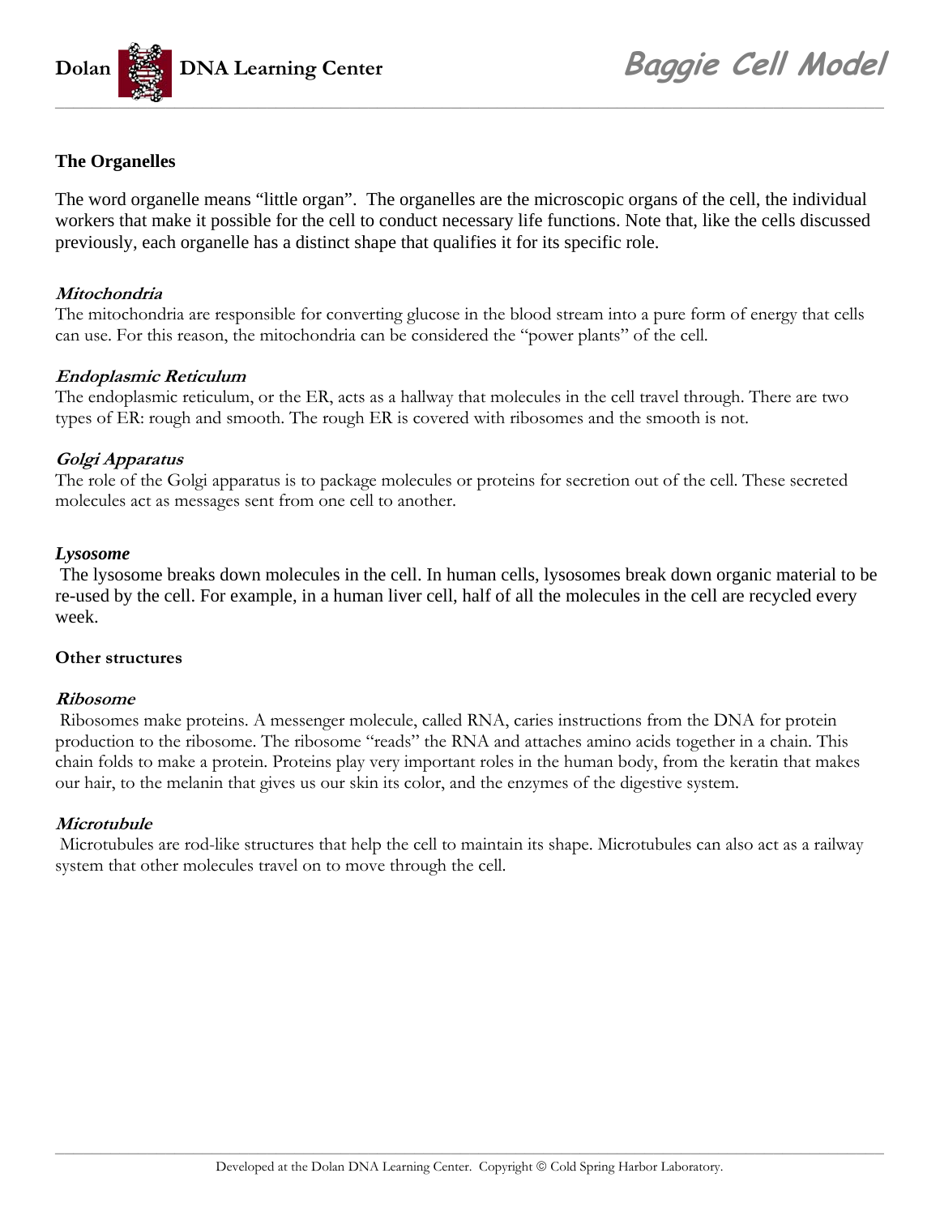## The Organelles

The word organelle means "little organ". The organelles are the microscopic organs of the cell, the individual workers that make it possible for the cell to conduct necessary life functions. Note that, like the cells discussed previously, each organelle has a distinct shape that qualifies it for its specific role.

### *Mitochondria*

The mitochondria are responsible for converting glucose in the blood stream into a pure form of energy that cells can use. For this reason, the mitochondria can be considered the "power plants" of the cell.

### *Endoplasmic Reticulum*

The endoplasmic reticulum, or the ER, acts as a hallway that molecules in the cell travel through. There are two types of ER: rough and smooth. The rough ER is covered with ribosomes and the smooth is not.

### *Golgi Apparatus*

The role of the Golgi apparatus is to package molecules or proteins for secretion out of the cell. These secreted molecules act as messages sent from one cell to another.

### *Lysosome*

The lysosome breaks down molecules in the cell. In human cells, lysosomes break down organic material to be re-used by the cell. For example, in a human liver cell, half of all the molecules in the cell are recycled every week.

## Other structures

### *Ribosome*

Ribosomes make proteins. A messenger molecule, called RNA, caries instructions from the DNA for protein production to the ribosome. The ribosome "reads" the RNA and attaches amino acids together in a chain. This chain folds to make a protein. Proteins play very important roles in the human body, from the keratin that makes our hair, to the melanin that gives us our skin its color, and the enzymes of the digestive system.

### *Microtubule*

Microtubules are rod-like structures that help the cell to maintain its shape. Microtubules can also act as a railway system that other molecules travel on to move through the cell.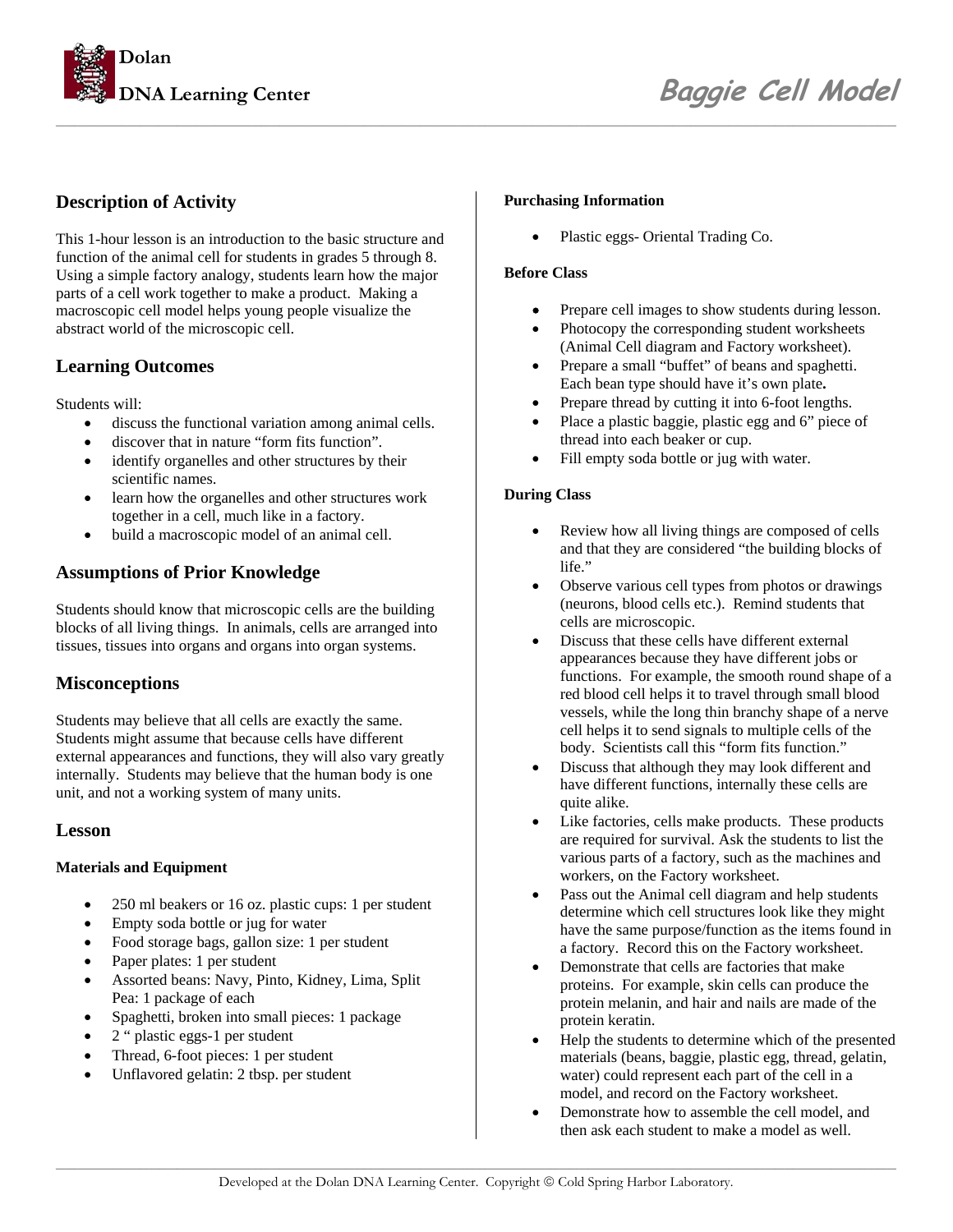# Baggie Cell Model

## Description of Activity

This 1-hour lesson is an introduction to the basic structure and function of the animal cell for students in grades 5 through 8. Using a simple factory analogy, students learn how the major parts of a cell work together to make a product. Making a macroscopic cell model helps young people visualize the abstract world of the microscopic cell.

## Learning Outcomes

Students will:

- discuss the functional variation among animal cells.
- discover that in nature "form fits function".
- identify organelles and other structures by their scientific names.
- learn how the organelles and other structures work together in a cell, much like in a factory.
- build a macroscopic model of an animal cell.

## Assumptions of Prior Knowledge

Students should know that microscopic cells are the building blocks of all living things. In animals, cells are arranged into tissues, tissues into organs and organs into organ systems.

## Misconceptions

Students may believe that all cells are exactly the same. Students might assume that because cells have different external appearances and functions, they will also vary greatly internally. Students may believe that the human body is one unit, and not a working system of many units.

## Lesson

### Materials and Equipment

- 250 ml beakers or 16 oz. plastic cups: 1 per student
- Empty soda bottle or jug for water
- Food storage bags, gallon size: 1 per student
- Paper plates: 1 per student
- Assorted beans: Navy, Pinto, Kidney, Lima, Split Pea: 1 package of each
- Spaghetti, broken into small pieces: 1 package
- 2 " plastic eggs-1 per student
- Thread, 6-foot pieces: 1 per student
- Unflavored gelatin: 2 tbsp. per student

### Purchasing Information

- Plastic eggs- Oriental Trading Co.

### Before Class

- Prepare cell images to show students during lesson.
- Photocopy the corresponding student worksheets (Animal Cell diagram and Factory worksheet).
- Prepare a small "buffet" of beans and spaghetti. Each bean type should have it's own plate**.**
- Prepare thread by cutting it into 6-foot lengths.
- Place a plastic baggie, plastic egg and 6" piece of thread into each beaker or cup.
- Fill empty soda bottle or jug with water.

### During Class

- Review how all living things are composed of cells and that they are considered "the building blocks of life."
- Observe various cell types from photos or drawings (neurons, blood cells etc.). Remind students that cells are microscopic.
- Discuss that these cells have different external appearances because they have different jobs or functions. For example, the smooth round shape of a red blood cell helps it to travel through small blood vessels, while the long thin branchy shape of a nerve cell helps it to send signals to multiple cells of the body. Scientists call this "form fits function."
- Discuss that although they may look different and have different functions, internally these cells are quite alike.
- Like factories, cells make products. These products are required for survival. Ask the students to list the various parts of a factory, such as the machines and workers, on the Factory worksheet.
- Pass out the Animal cell diagram and help students determine which cell structures look like they might have the same purpose/function as the items found in a factory. Record this on the Factory worksheet.
- Demonstrate that cells are factories that make proteins. For example, skin cells can produce the protein melanin, and hair and nails are made of the protein keratin.
- Help the students to determine which of the presented materials (beans, baggie, plastic egg, thread, gelatin, water) could represent each part of the cell in a model, and record on the Factory worksheet.
- Demonstrate how to assemble the cell model, and then ask each student to make a model as well.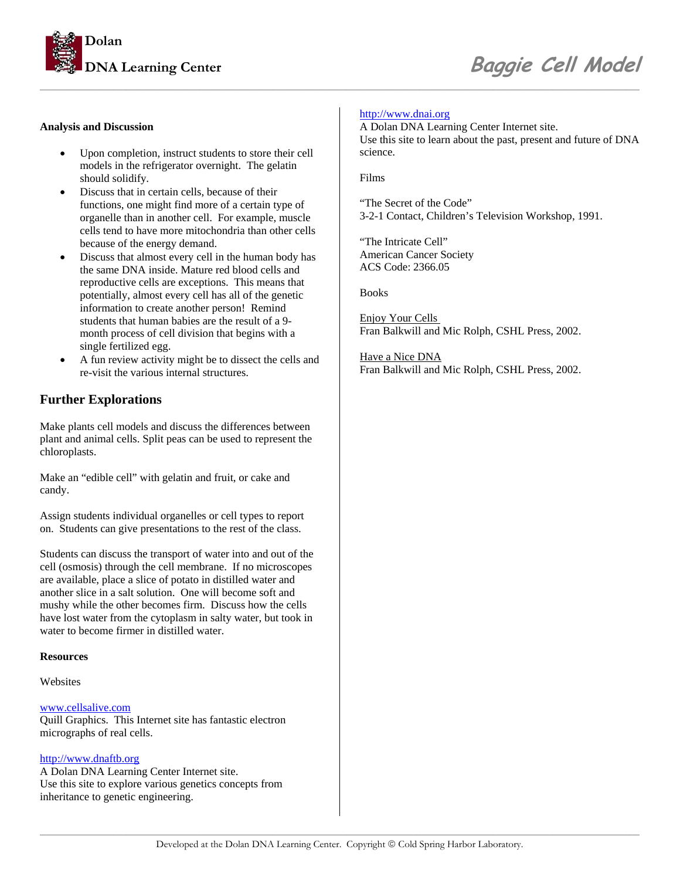**Analysis and Discussion**

- Upon completion, instruct students to store their cell models in the refrigerator overnight. The gelatin should solidify.
- Discuss that in certain cells, because of their functions, one might find more of a certain type of organelle than in another cell. For example, muscle cells tend to have more mitochondria than other cells because of the energy demand.
- Discuss that almost every cell in the human body has the same DNA inside. Mature red blood cells and reproductive cells are exceptions. This means that potentially, almost every cell has all of the genetic information to create another person! Remind students that human babies are the result of a 9-month process of cell division that begins with a single fertilized egg.
- A fun review activity might be to dissect the cells and re-visit the various internal structures.

## Further Explorations

Make plants cell models and discuss the differences between plant and animal cells. Split peas can be used to represent the chloroplasts.

Make an "edible cell" with gelatin and fruit, or cake and candy.

Assign students individual organelles or cell types to report on. Students can give presentations to the rest of the class.

Students can discuss the transport of water into and out of the cell (osmosis) through the cell membrane. If no microscopes are available, place a slice of potato in distilled water and another slice in a salt solution. One will become soft and mushy while the other becomes firm. Discuss how the cells have lost water from the cytoplasm in salty water, but took in water to become firmer in distilled water.

**Resources**

Websites

www.cellsalive.com
Quill Graphics. This Internet site has fantastic electron micrographs of real cells.

http://www.dnaftb.org
A Dolan DNA Learning Center Internet site.
Use this site to explore various genetics concepts from inheritance to genetic engineering.

http://www.dnai.org
A Dolan DNA Learning Center Internet site.
Use this site to learn about the past, present and future of DNA science.

Films

"The Secret of the Code"
3-2-1 Contact, Children's Television Workshop, 1991.

"The Intricate Cell"
American Cancer Society
ACS Code: 2366.05

Books

Enjoy Your Cells
Fran Balkwill and Mic Rolph, CSHL Press, 2002.

Have a Nice DNA
Fran Balkwill and Mic Rolph, CSHL Press, 2002.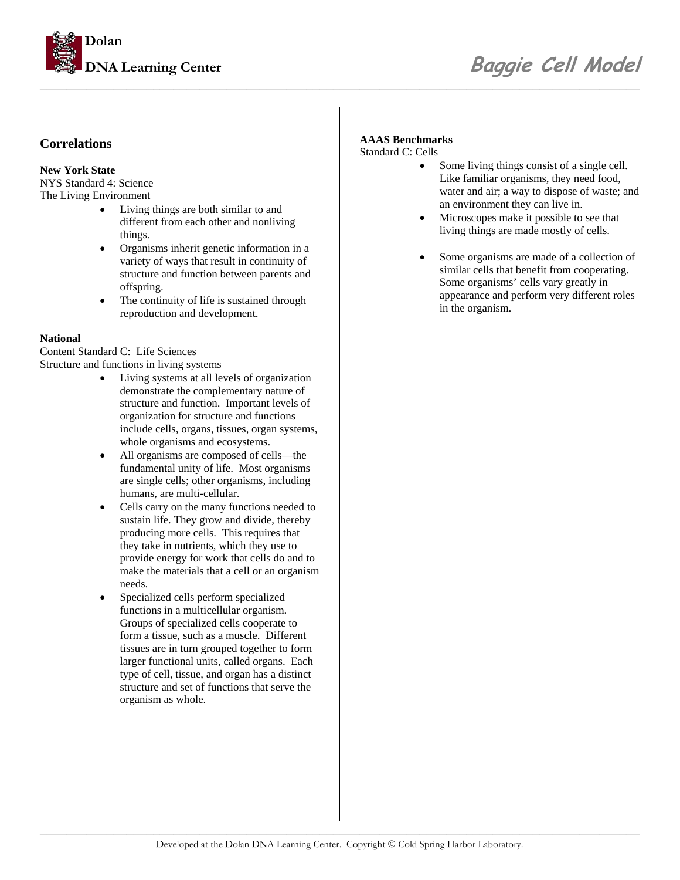## Correlations

**New York State**
NYS Standard 4: Science
The Living Environment

- Living things are both similar to and different from each other and nonliving things.
- Organisms inherit genetic information in a variety of ways that result in continuity of structure and function between parents and offspring.
- The continuity of life is sustained through reproduction and development.

**National**
Content Standard C: Life Sciences
Structure and functions in living systems

- Living systems at all levels of organization demonstrate the complementary nature of structure and function. Important levels of organization for structure and functions include cells, organs, tissues, organ systems, whole organisms and ecosystems.
- All organisms are composed of cells—the fundamental unity of life. Most organisms are single cells; other organisms, including humans, are multi-cellular.
- Cells carry on the many functions needed to sustain life. They grow and divide, thereby producing more cells. This requires that they take in nutrients, which they use to provide energy for work that cells do and to make the materials that a cell or an organism needs.
- Specialized cells perform specialized functions in a multicellular organism. Groups of specialized cells cooperate to form a tissue, such as a muscle. Different tissues are in turn grouped together to form larger functional units, called organs. Each type of cell, tissue, and organ has a distinct structure and set of functions that serve the organism as whole.

**AAAS Benchmarks**
Standard C: Cells

- Some living things consist of a single cell. Like familiar organisms, they need food, water and air; a way to dispose of waste; and an environment they can live in.
- Microscopes make it possible to see that living things are made mostly of cells.
- Some organisms are made of a collection of similar cells that benefit from cooperating. Some organisms' cells vary greatly in appearance and perform very different roles in the organism.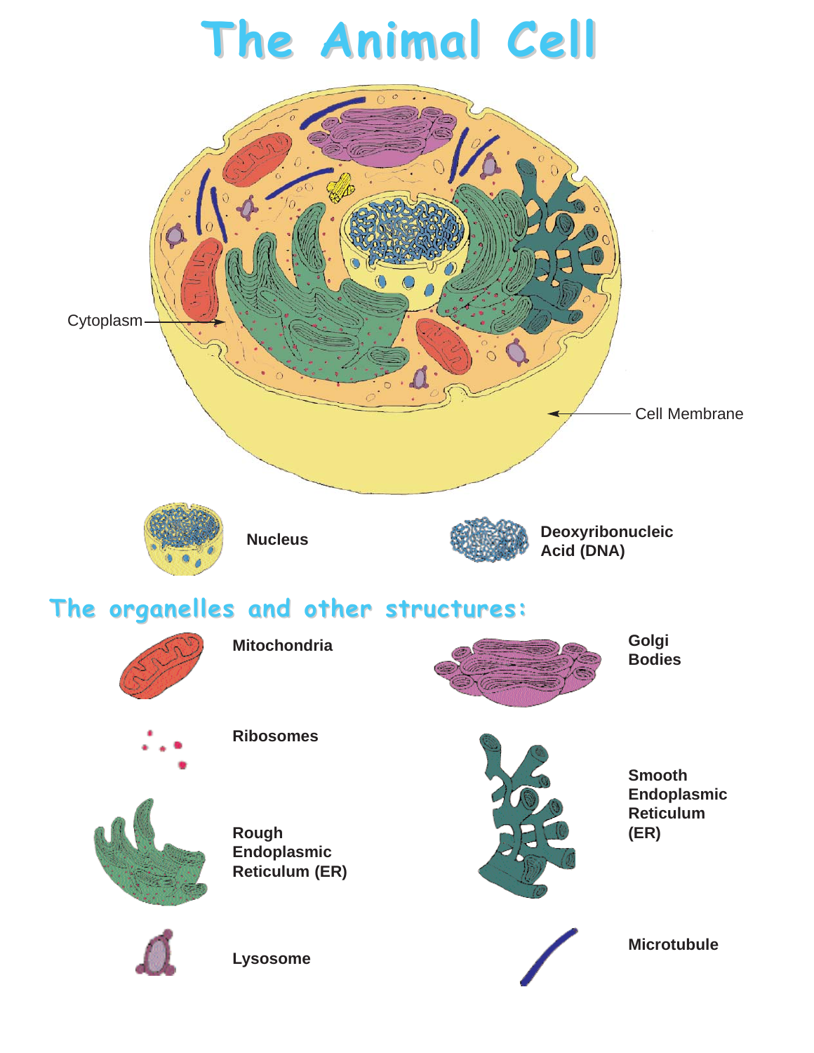# The Animal Cell

Cytoplasm

Cell Membrane

**Nucleus**

**Deoxyribonucleic Acid (DNA)**

## The organelles and other structures:

**Mitochondria**

**Golgi Bodies**

**Ribosomes**

**Smooth Endoplasmic Reticulum (ER)**

**Rough Endoplasmic Reticulum (ER)**

**Lysosome**

**Microtubule**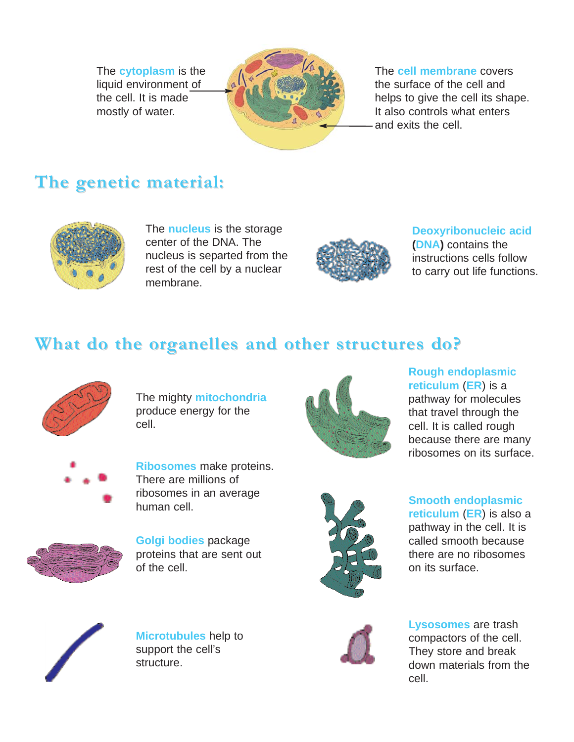The **cytoplasm** is the liquid environment of the cell. It is made mostly of water.

The **cell membrane** covers the surface of the cell and helps to give the cell its shape. It also controls what enters and exits the cell.

## The genetic material:

The **nucleus** is the storage center of the DNA. The nucleus is separted from the rest of the cell by a nuclear membrane.

**Deoxyribonucleic acid (DNA)** contains the instructions cells follow to carry out life functions.

## What do the organelles and other structures do?

The mighty **mitochondria** produce energy for the cell.

**Ribosomes** make proteins. There are millions of ribosomes in an average human cell.

**Golgi bodies** package proteins that are sent out of the cell.

**Microtubules** help to support the cell's structure.

**Rough endoplasmic reticulum (ER)** is a pathway for molecules that travel through the cell. It is called rough because there are many ribosomes on its surface.

**Smooth endoplasmic reticulum (ER)** is also a pathway in the cell. It is called smooth because there are no ribosomes on its surface.

**Lysosomes** are trash compactors of the cell. They store and break down materials from the cell.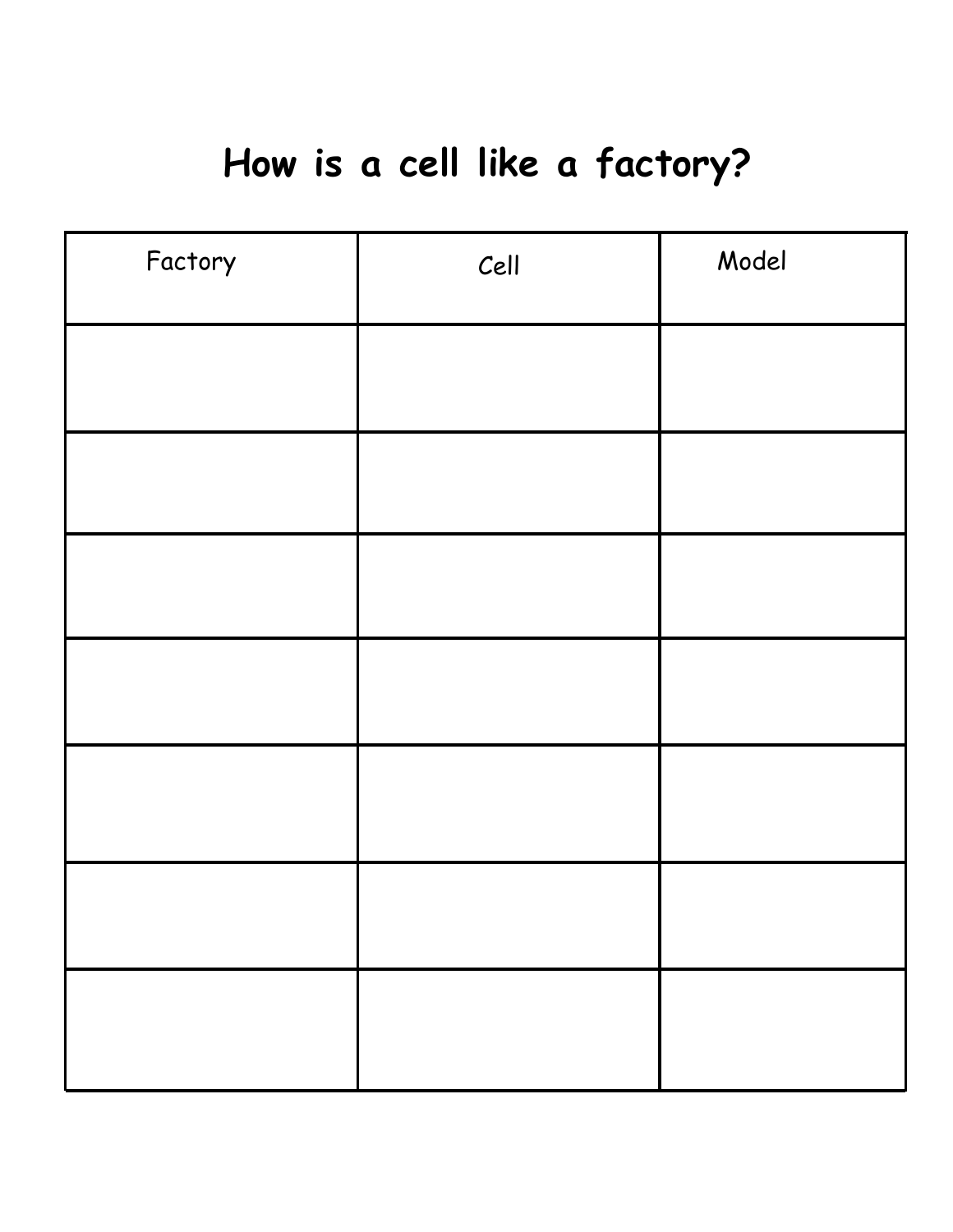# How is a cell like a factory?

| Factory | Cell | Model |
|---|---|---|
| | | |
| | | |
| | | |
| | | |
| | | |
| | | |
| | | |